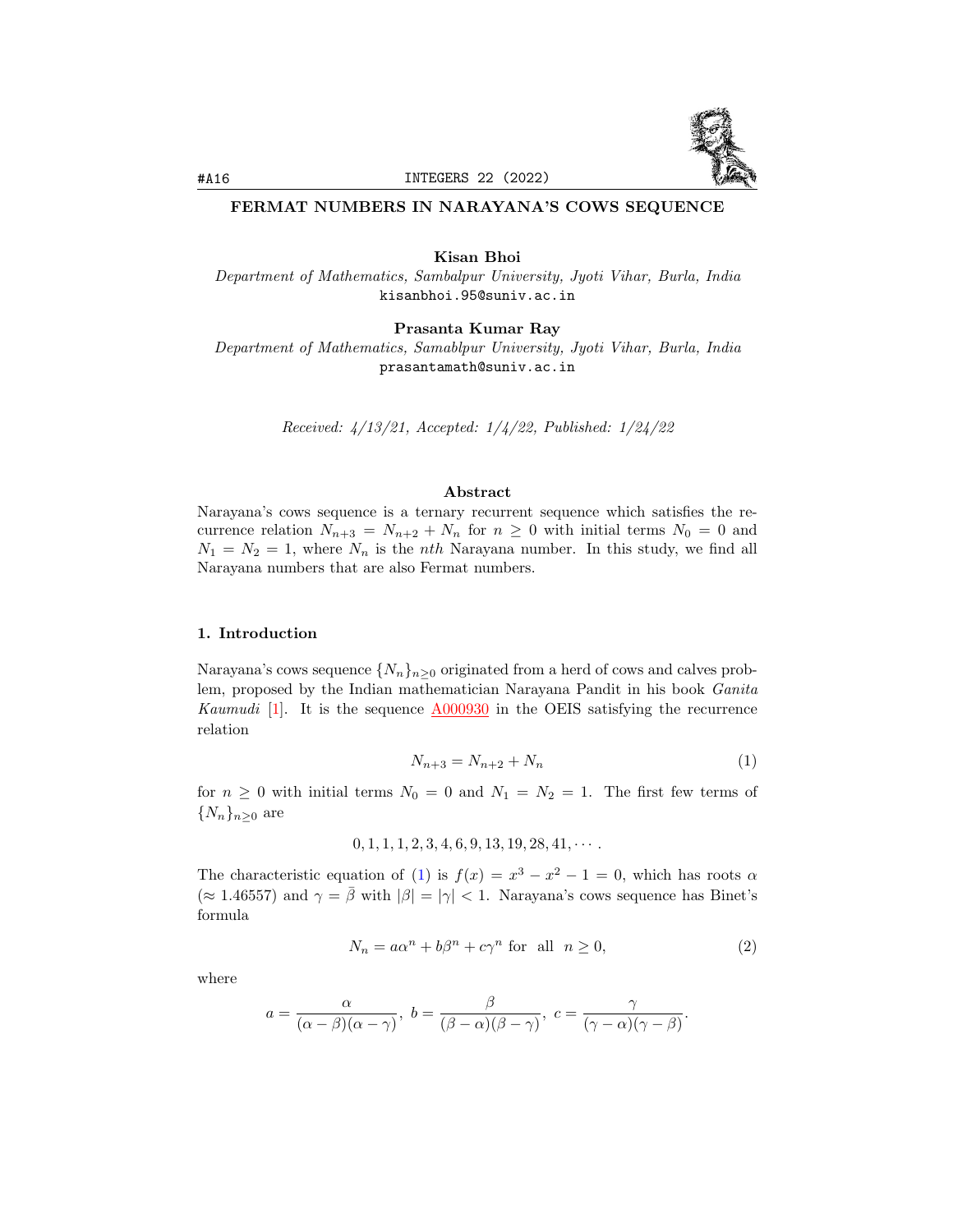# FERMAT NUMBERS IN NARAYANA'S COWS SEQUENCE

**Kisan Bhoi**
*Department of Mathematics, Sambalpur University, Jyoti Vihar, Burla, India*
kisanbhoi.95@suniv.ac.in

**Prasanta Kumar Ray**
*Department of Mathematics, Samablpur University, Jyoti Vihar, Burla, India*
prasantamath@suniv.ac.in

*Received: 4/13/21, Accepted: 1/4/22, Published: 1/24/22*

### Abstract

Narayana's cows sequence is a ternary recurrent sequence which satisfies the recurrence relation $N_{n+3} = N_{n+2} + N_n$ for $n \geq 0$ with initial terms $N_0 = 0$ and $N_1 = N_2 = 1$, where $N_n$ is the $nth$ Narayana number. In this study, we find all Narayana numbers that are also Fermat numbers.

## 1. Introduction

Narayana's cows sequence $\{N_n\}_{n\geq 0}$ originated from a herd of cows and calves problem, proposed by the Indian mathematician Narayana Pandit in his book *Ganita Kaumudi* [1]. It is the sequence A000930 in the OEIS satisfying the recurrence relation

$$N_{n+3} = N_{n+2} + N_n \tag{1}$$

for $n \geq 0$ with initial terms $N_0 = 0$ and $N_1 = N_2 = 1$. The first few terms of $\{N_n\}_{n\geq 0}$ are

$$0, 1, 1, 1, 2, 3, 4, 6, 9, 13, 19, 28, 41, \cdots .$$

The characteristic equation of (1) is $f(x) = x^3 - x^2 - 1 = 0$, which has roots $\alpha$ ($\approx 1.46557$) and $\gamma = \bar{\beta}$ with $|\beta| = |\gamma| < 1$. Narayana's cows sequence has Binet's formula

$$N_n = a\alpha^n + b\beta^n + c\gamma^n \text{ for all } n \geq 0, \tag{2}$$

where

$$a = \frac{\alpha}{(\alpha - \beta)(\alpha - \gamma)},\ b = \frac{\beta}{(\beta - \alpha)(\beta - \gamma)},\ c = \frac{\gamma}{(\gamma - \alpha)(\gamma - \beta)}.$$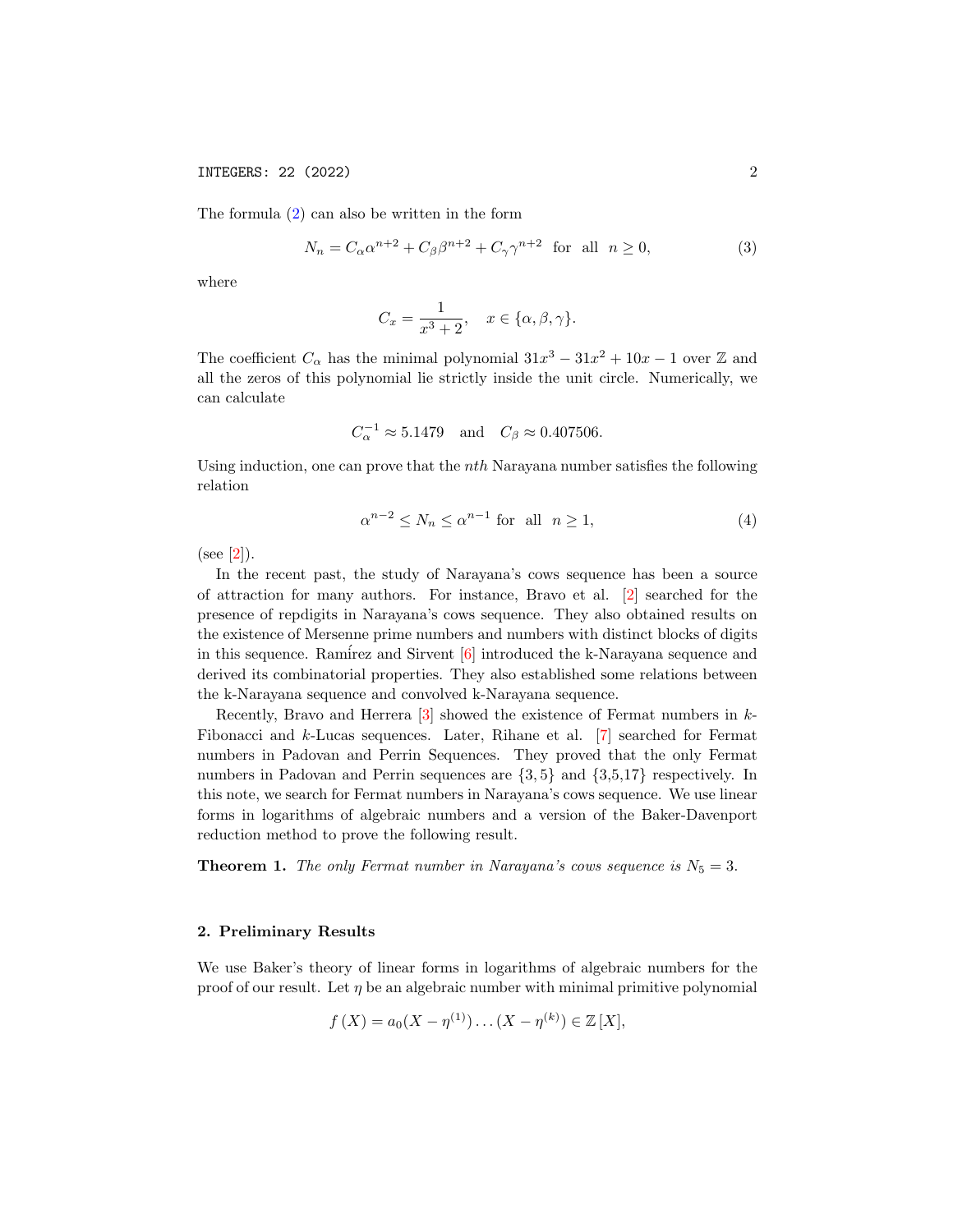The formula (2) can also be written in the form

$$N_n = C_\alpha \alpha^{n+2} + C_\beta \beta^{n+2} + C_\gamma \gamma^{n+2} \text{ for all } n \geq 0, \tag{3}$$

where

$$C_x = \frac{1}{x^3 + 2}, \quad x \in \{\alpha, \beta, \gamma\}.$$

The coefficient $C_\alpha$ has the minimal polynomial $31x^3 - 31x^2 + 10x - 1$ over $\mathbb{Z}$ and all the zeros of this polynomial lie strictly inside the unit circle. Numerically, we can calculate

$$C_\alpha^{-1} \approx 5.1479 \quad \text{and} \quad C_\beta \approx 0.407506.$$

Using induction, one can prove that the $nth$ Narayana number satisfies the following relation

$$\alpha^{n-2} \leq N_n \leq \alpha^{n-1} \text{ for all } n \geq 1, \tag{4}$$

(see [2]).

In the recent past, the study of Narayana's cows sequence has been a source of attraction for many authors. For instance, Bravo et al. [2] searched for the presence of repdigits in Narayana's cows sequence. They also obtained results on the existence of Mersenne prime numbers and numbers with distinct blocks of digits in this sequence. Ramírez and Sirvent [6] introduced the k-Narayana sequence and derived its combinatorial properties. They also established some relations between the k-Narayana sequence and convolved k-Narayana sequence.

Recently, Bravo and Herrera [3] showed the existence of Fermat numbers in $k$-Fibonacci and $k$-Lucas sequences. Later, Rihane et al. [7] searched for Fermat numbers in Padovan and Perrin Sequences. They proved that the only Fermat numbers in Padovan and Perrin sequences are $\{3, 5\}$ and $\{3,5,17\}$ respectively. In this note, we search for Fermat numbers in Narayana's cows sequence. We use linear forms in logarithms of algebraic numbers and a version of the Baker-Davenport reduction method to prove the following result.

**Theorem 1.** *The only Fermat number in Narayana's cows sequence is* $N_5 = 3$.

## 2. Preliminary Results

We use Baker's theory of linear forms in logarithms of algebraic numbers for the proof of our result. Let $\eta$ be an algebraic number with minimal primitive polynomial

$$f(X) = a_0(X - \eta^{(1)}) \ldots (X - \eta^{(k)}) \in \mathbb{Z}[X],$$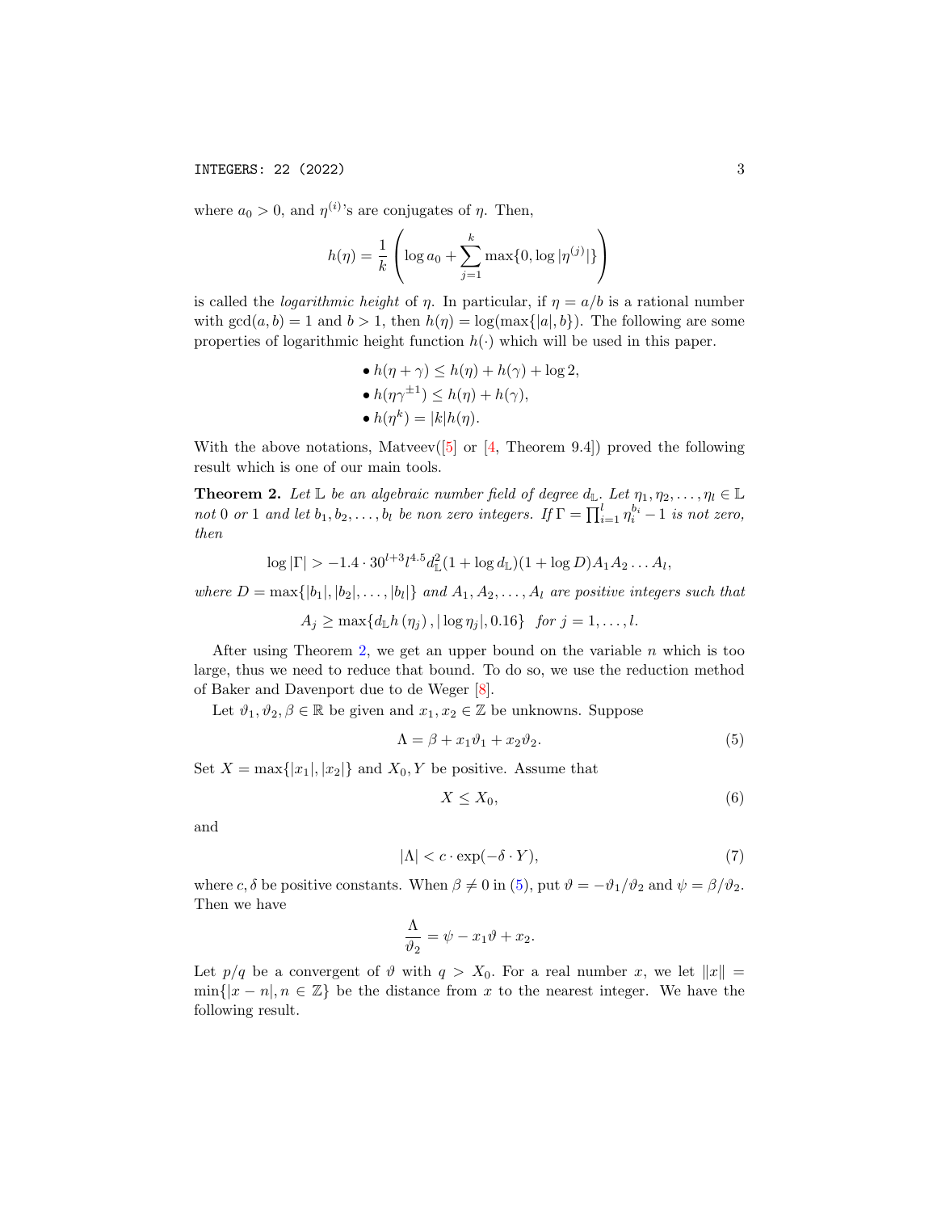where $a_0 > 0$, and $\eta^{(i)}$'s are conjugates of $\eta$. Then,

$$h(\eta) = \frac{1}{k}\left(\log a_0 + \sum_{j=1}^{k} \max\{0, \log|\eta^{(j)}|\}\right)$$

is called the *logarithmic height* of $\eta$. In particular, if $\eta = a/b$ is a rational number with $\gcd(a, b) = 1$ and $b > 1$, then $h(\eta) = \log(\max\{|a|, b\})$. The following are some properties of logarithmic height function $h(\cdot)$ which will be used in this paper.

- $h(\eta + \gamma) \leq h(\eta) + h(\gamma) + \log 2$,
- $h(\eta\gamma^{\pm 1}) \leq h(\eta) + h(\gamma)$,
- $h(\eta^k) = |k|h(\eta)$.

With the above notations, Matveev([5] or [4, Theorem 9.4]) proved the following result which is one of our main tools.

**Theorem 2.** *Let $\mathbb{L}$ be an algebraic number field of degree $d_{\mathbb{L}}$. Let $\eta_1, \eta_2, \ldots, \eta_l \in \mathbb{L}$ not 0 or 1 and let $b_1, b_2, \ldots, b_l$ be non zero integers. If $\Gamma = \prod_{i=1}^{l} \eta_i^{b_i} - 1$ is not zero, then*

$$\log|\Gamma| > -1.4 \cdot 30^{l+3} l^{4.5} d_{\mathbb{L}}^2 (1 + \log d_{\mathbb{L}})(1 + \log D) A_1 A_2 \ldots A_l,$$

*where $D = \max\{|b_1|, |b_2|, \ldots, |b_l|\}$ and $A_1, A_2, \ldots, A_l$ are positive integers such that*

$$A_j \geq \max\{d_{\mathbb{L}} h(\eta_j), |\log \eta_j|, 0.16\} \quad \textit{for } j = 1, \ldots, l.$$

After using Theorem 2, we get an upper bound on the variable $n$ which is too large, thus we need to reduce that bound. To do so, we use the reduction method of Baker and Davenport due to de Weger [8].

Let $\vartheta_1, \vartheta_2, \beta \in \mathbb{R}$ be given and $x_1, x_2 \in \mathbb{Z}$ be unknowns. Suppose

$$\Lambda = \beta + x_1\vartheta_1 + x_2\vartheta_2. \tag{5}$$

Set $X = \max\{|x_1|, |x_2|\}$ and $X_0, Y$ be positive. Assume that

$$X \leq X_0, \tag{6}$$

and

$$|\Lambda| < c \cdot \exp(-\delta \cdot Y), \tag{7}$$

where $c, \delta$ be positive constants. When $\beta \neq 0$ in (5), put $\vartheta = -\vartheta_1/\vartheta_2$ and $\psi = \beta/\vartheta_2$. Then we have

$$\frac{\Lambda}{\vartheta_2} = \psi - x_1\vartheta + x_2.$$

Let $p/q$ be a convergent of $\vartheta$ with $q > X_0$. For a real number $x$, we let $\|x\| = \min\{|x - n|, n \in \mathbb{Z}\}$ be the distance from $x$ to the nearest integer. We have the following result.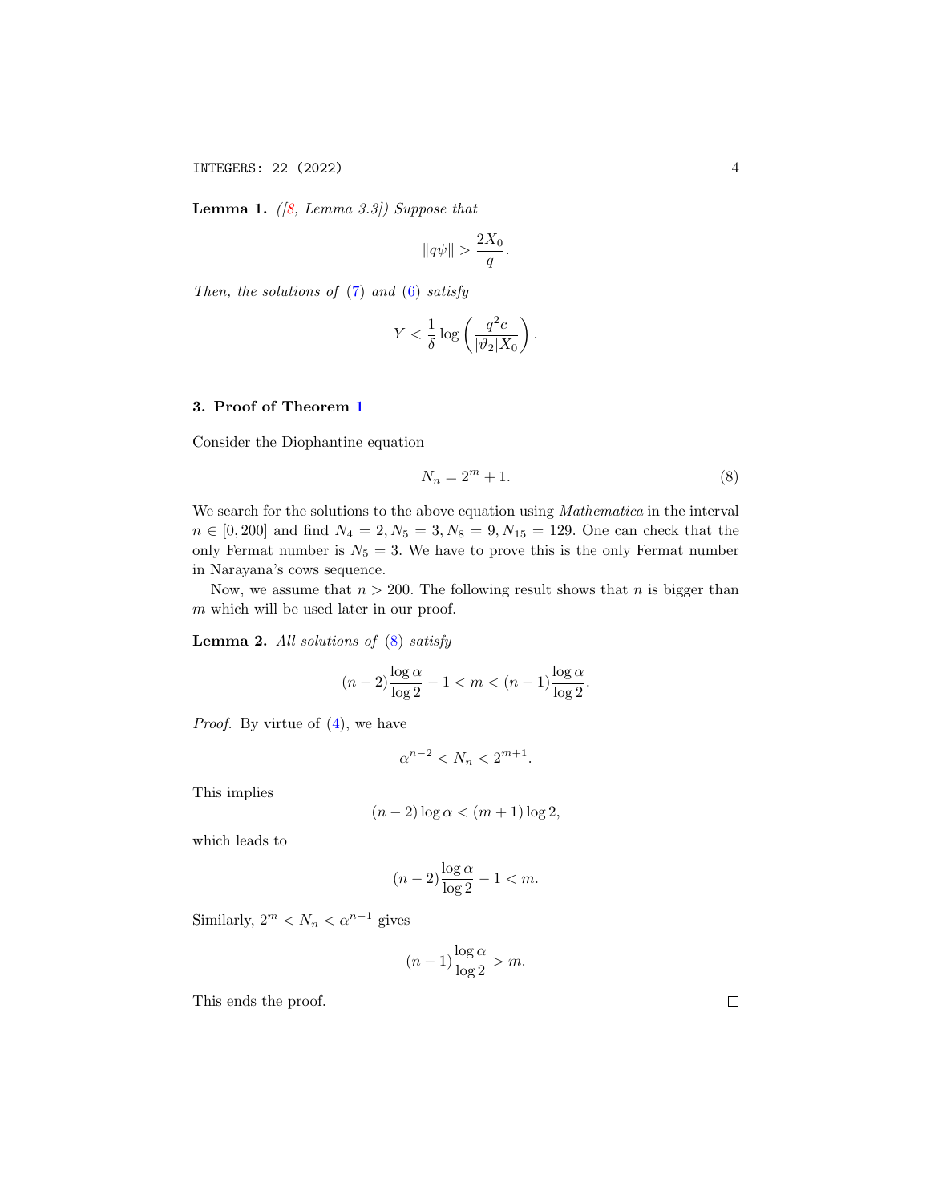**Lemma 1.** *([8, Lemma 3.3]) Suppose that*

$$\|q\psi\| > \frac{2X_0}{q}.$$

*Then, the solutions of (7) and (6) satisfy*

$$Y < \frac{1}{\delta}\log\left(\frac{q^2 c}{|\vartheta_2| X_0}\right).$$

## 3. Proof of Theorem 1

Consider the Diophantine equation

$$N_n = 2^m + 1. \tag{8}$$

We search for the solutions to the above equation using *Mathematica* in the interval $n \in [0, 200]$ and find $N_4 = 2, N_5 = 3, N_8 = 9, N_{15} = 129$. One can check that the only Fermat number is $N_5 = 3$. We have to prove this is the only Fermat number in Narayana's cows sequence.

Now, we assume that $n > 200$. The following result shows that $n$ is bigger than $m$ which will be used later in our proof.

**Lemma 2.** *All solutions of (8) satisfy*

$$(n-2)\frac{\log\alpha}{\log 2} - 1 < m < (n-1)\frac{\log\alpha}{\log 2}.$$

*Proof.* By virtue of (4), we have

$$\alpha^{n-2} < N_n < 2^{m+1}.$$

This implies

$$(n-2)\log\alpha < (m+1)\log 2,$$

which leads to

$$(n-2)\frac{\log\alpha}{\log 2} - 1 < m.$$

Similarly, $2^m < N_n < \alpha^{n-1}$ gives

$$(n-1)\frac{\log\alpha}{\log 2} > m.$$

This ends the proof. □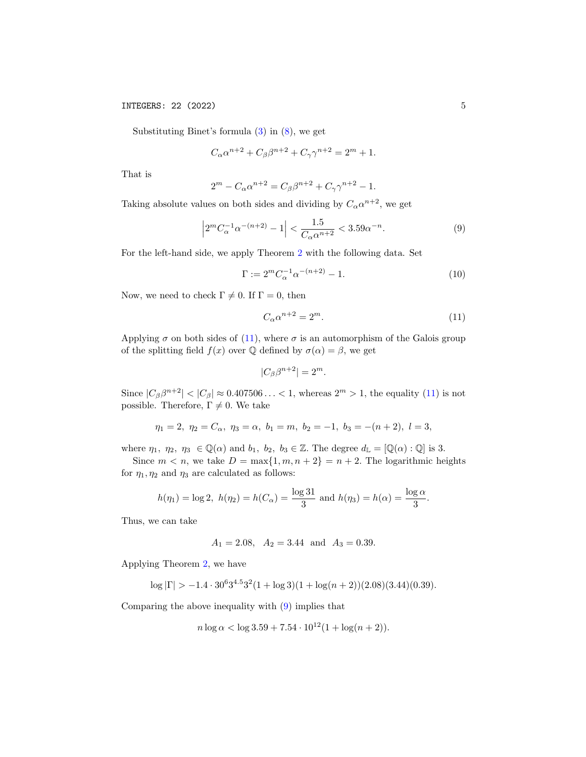Substituting Binet's formula (3) in (8), we get

$$C_\alpha \alpha^{n+2} + C_\beta \beta^{n+2} + C_\gamma \gamma^{n+2} = 2^m + 1.$$

That is

$$2^m - C_\alpha \alpha^{n+2} = C_\beta \beta^{n+2} + C_\gamma \gamma^{n+2} - 1.$$

Taking absolute values on both sides and dividing by $C_\alpha \alpha^{n+2}$, we get

$$\left| 2^m C_\alpha^{-1} \alpha^{-(n+2)} - 1 \right| < \frac{1.5}{C_\alpha \alpha^{n+2}} < 3.59 \alpha^{-n}. \tag{9}$$

For the left-hand side, we apply Theorem 2 with the following data. Set

$$\Gamma := 2^m C_\alpha^{-1} \alpha^{-(n+2)} - 1. \tag{10}$$

Now, we need to check $\Gamma \neq 0$. If $\Gamma = 0$, then

$$C_\alpha \alpha^{n+2} = 2^m. \tag{11}$$

Applying $\sigma$ on both sides of (11), where $\sigma$ is an automorphism of the Galois group of the splitting field $f(x)$ over $\mathbb{Q}$ defined by $\sigma(\alpha) = \beta$, we get

$$|C_\beta \beta^{n+2}| = 2^m.$$

Since $|C_\beta \beta^{n+2}| < |C_\beta| \approx 0.407506 \ldots < 1$, whereas $2^m > 1$, the equality (11) is not possible. Therefore, $\Gamma \neq 0$. We take

$$\eta_1 = 2,\ \eta_2 = C_\alpha,\ \eta_3 = \alpha,\ b_1 = m,\ b_2 = -1,\ b_3 = -(n+2),\ l = 3,$$

where $\eta_1,\ \eta_2,\ \eta_3\ \in \mathbb{Q}(\alpha)$ and $b_1,\ b_2,\ b_3 \in \mathbb{Z}$. The degree $d_{\mathbb{L}} = [\mathbb{Q}(\alpha) : \mathbb{Q}]$ is 3.

Since $m < n$, we take $D = \max\{1, m, n+2\} = n+2$. The logarithmic heights for $\eta_1, \eta_2$ and $\eta_3$ are calculated as follows:

$$h(\eta_1) = \log 2,\ h(\eta_2) = h(C_\alpha) = \frac{\log 31}{3} \text{ and } h(\eta_3) = h(\alpha) = \frac{\log \alpha}{3}.$$

Thus, we can take

$$A_1 = 2.08, \quad A_2 = 3.44 \quad \text{and} \quad A_3 = 0.39.$$

Applying Theorem 2, we have

$$\log |\Gamma| > -1.4 \cdot 30^6 3^{4.5} 3^2 (1 + \log 3)(1 + \log(n+2))(2.08)(3.44)(0.39).$$

Comparing the above inequality with (9) implies that

$$n \log \alpha < \log 3.59 + 7.54 \cdot 10^{12} (1 + \log(n+2)).$$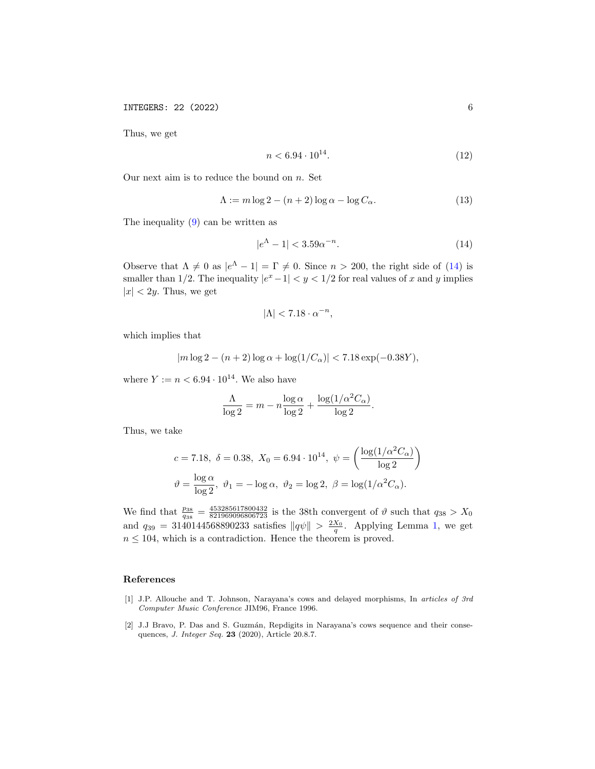Thus, we get

$$n < 6.94 \cdot 10^{14}. \tag{12}$$

Our next aim is to reduce the bound on $n$. Set

$$\Lambda := m \log 2 - (n+2) \log \alpha - \log C_\alpha. \tag{13}$$

The inequality (9) can be written as

$$|e^\Lambda - 1| < 3.59\alpha^{-n}. \tag{14}$$

Observe that $\Lambda \neq 0$ as $|e^\Lambda - 1| = \Gamma \neq 0$. Since $n > 200$, the right side of (14) is smaller than $1/2$. The inequality $|e^x - 1| < y < 1/2$ for real values of $x$ and $y$ implies $|x| < 2y$. Thus, we get

$$|\Lambda| < 7.18 \cdot \alpha^{-n},$$

which implies that

$$|m \log 2 - (n+2) \log \alpha + \log(1/C_\alpha)| < 7.18 \exp(-0.38Y),$$

where $Y := n < 6.94 \cdot 10^{14}$. We also have

$$\frac{\Lambda}{\log 2} = m - n\frac{\log \alpha}{\log 2} + \frac{\log(1/\alpha^2 C_\alpha)}{\log 2}.$$

Thus, we take

$$c = 7.18,\ \delta = 0.38,\ X_0 = 6.94 \cdot 10^{14},\ \psi = \left(\frac{\log(1/\alpha^2 C_\alpha)}{\log 2}\right)$$
$$\vartheta = \frac{\log \alpha}{\log 2},\ \vartheta_1 = -\log \alpha,\ \vartheta_2 = \log 2,\ \beta = \log(1/\alpha^2 C_\alpha).$$

We find that $\frac{p_{38}}{q_{38}} = \frac{453285617800432}{821969096806723}$ is the 38th convergent of $\vartheta$ such that $q_{38} > X_0$ and $q_{39} = 3140144568890233$ satisfies $\|q\psi\| > \frac{2X_0}{q}$. Applying Lemma 1, we get $n \leq 104$, which is a contradiction. Hence the theorem is proved.

## References

[1] J.P. Allouche and T. Johnson, Narayana's cows and delayed morphisms, In *articles of 3rd Computer Music Conference* JIM96, France 1996.

[2] J.J Bravo, P. Das and S. Guzmán, Repdigits in Narayana's cows sequence and their consequences, *J. Integer Seq.* **23** (2020), Article 20.8.7.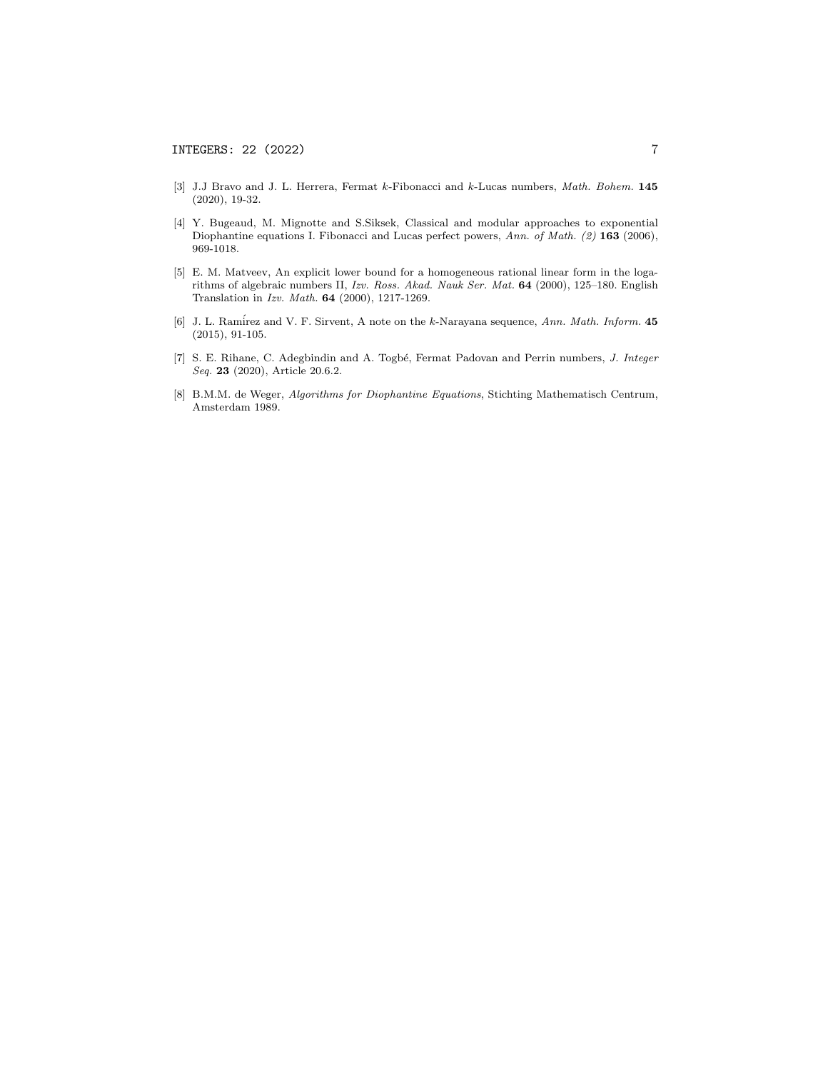[3] J.J Bravo and J. L. Herrera, Fermat $k$-Fibonacci and $k$-Lucas numbers, *Math. Bohem.* **145** (2020), 19-32.

[4] Y. Bugeaud, M. Mignotte and S.Siksek, Classical and modular approaches to exponential Diophantine equations I. Fibonacci and Lucas perfect powers, *Ann. of Math. (2)* **163** (2006), 969-1018.

[5] E. M. Matveev, An explicit lower bound for a homogeneous rational linear form in the logarithms of algebraic numbers II, *Izv. Ross. Akad. Nauk Ser. Mat.* **64** (2000), 125–180. English Translation in *Izv. Math.* **64** (2000), 1217-1269.

[6] J. L. Ramírez and V. F. Sirvent, A note on the $k$-Narayana sequence, *Ann. Math. Inform.* **45** (2015), 91-105.

[7] S. E. Rihane, C. Adegbindin and A. Togbé, Fermat Padovan and Perrin numbers, *J. Integer Seq.* **23** (2020), Article 20.6.2.

[8] B.M.M. de Weger, *Algorithms for Diophantine Equations*, Stichting Mathematisch Centrum, Amsterdam 1989.